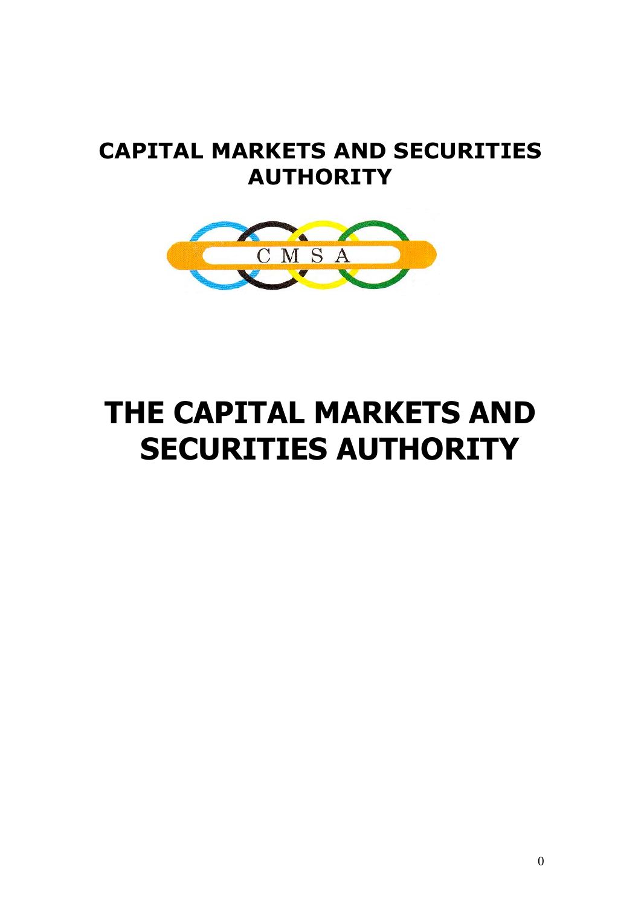**CAPITAL MARKETS AND SECURITIES AUTHORITY**

C M S A

# THE CAPITAL MARKETS AND SECURITIES AUTHORITY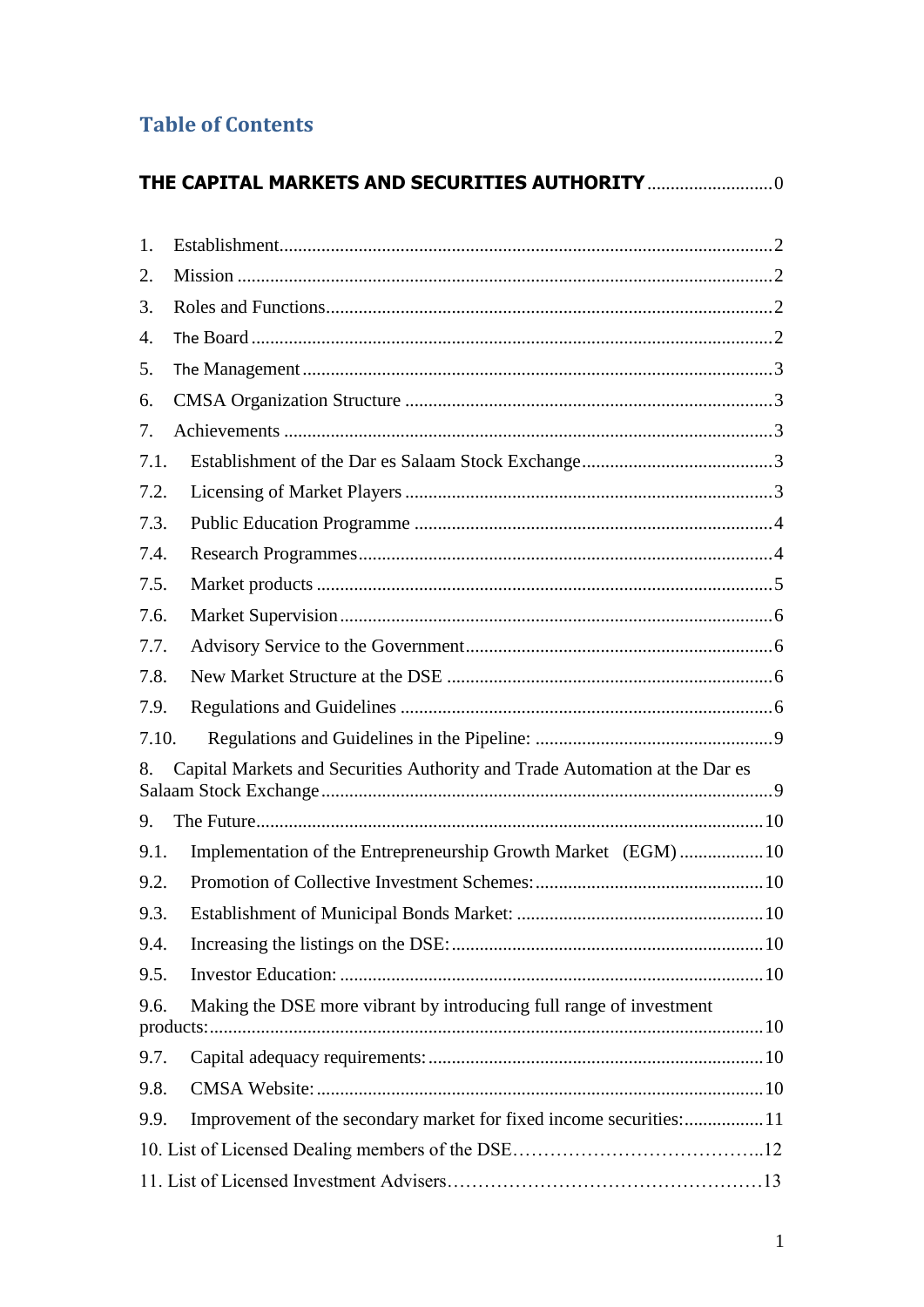# Table of Contents

**THE CAPITAL MARKETS AND SECURITIES AUTHORITY** .......................... 0

1. Establishment ........................................................................................ 2
2. Mission ................................................................................................... 2
3. Roles and Functions ............................................................................. 2
4. The Board .............................................................................................. 2
5. The Management .................................................................................. 3
6. CMSA Organization Structure ............................................................ 3
7. Achievements ....................................................................................... 3

7.1. Establishment of the Dar es Salaam Stock Exchange ......................... 3
7.2. Licensing of Market Players ............................................................... 3
7.3. Public Education Programme ............................................................ 4
7.4. Research Programmes ........................................................................ 4
7.5. Market products ................................................................................. 5
7.6. Market Supervision ............................................................................ 6
7.7. Advisory Service to the Government ................................................. 6
7.8. New Market Structure at the DSE ..................................................... 6
7.9. Regulations and Guidelines ............................................................... 6
7.10. Regulations and Guidelines in the Pipeline: .................................... 9

8. Capital Markets and Securities Authority and Trade Automation at the Dar es Salaam Stock Exchange ..................................................................................... 9
9. The Future ............................................................................................. 10

9.1. Implementation of the Entrepreneurship Growth Market (EGM) ................. 10
9.2. Promotion of Collective Investment Schemes: ................................. 10
9.3. Establishment of Municipal Bonds Market: ...................................... 10
9.4. Increasing the listings on the DSE: .................................................. 10
9.5. Investor Education: ............................................................................ 10
9.6. Making the DSE more vibrant by introducing full range of investment products: ..................................................................................................... 10
9.7. Capital adequacy requirements: ....................................................... 10
9.8. CMSA Website: ................................................................................. 10
9.9. Improvement of the secondary market for fixed income securities: ................. 11

10. List of Licensed Dealing members of the DSE ........................................ 12
11. List of Licensed Investment Advisers .................................................. 13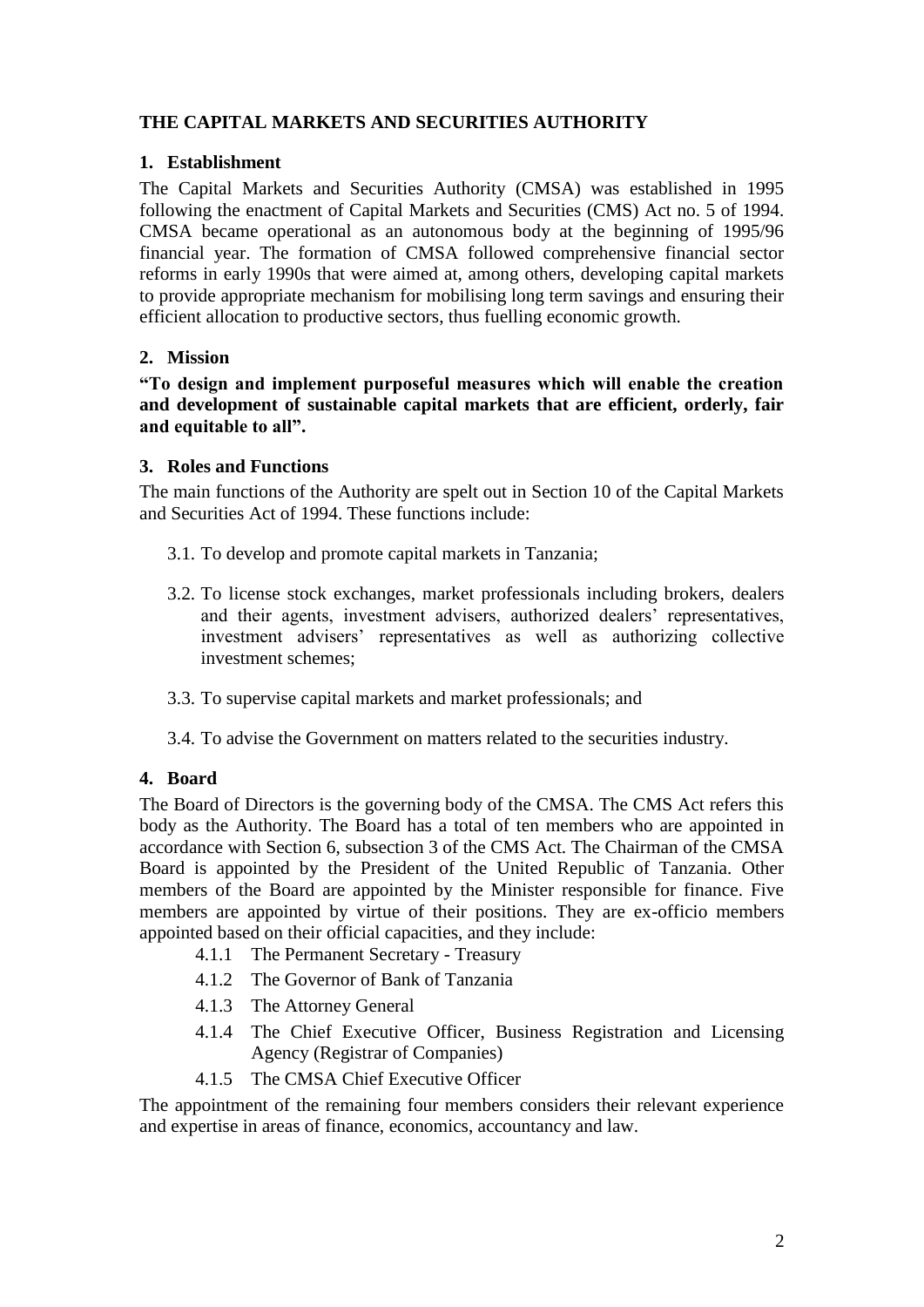## THE CAPITAL MARKETS AND SECURITIES AUTHORITY

### 1. Establishment

The Capital Markets and Securities Authority (CMSA) was established in 1995 following the enactment of Capital Markets and Securities (CMS) Act no. 5 of 1994. CMSA became operational as an autonomous body at the beginning of 1995/96 financial year. The formation of CMSA followed comprehensive financial sector reforms in early 1990s that were aimed at, among others, developing capital markets to provide appropriate mechanism for mobilising long term savings and ensuring their efficient allocation to productive sectors, thus fuelling economic growth.

### 2. Mission

**"To design and implement purposeful measures which will enable the creation and development of sustainable capital markets that are efficient, orderly, fair and equitable to all".**

### 3. Roles and Functions

The main functions of the Authority are spelt out in Section 10 of the Capital Markets and Securities Act of 1994. These functions include:

3.1. To develop and promote capital markets in Tanzania;

3.2. To license stock exchanges, market professionals including brokers, dealers and their agents, investment advisers, authorized dealers' representatives, investment advisers' representatives as well as authorizing collective investment schemes;

3.3. To supervise capital markets and market professionals; and

3.4. To advise the Government on matters related to the securities industry.

### 4. Board

The Board of Directors is the governing body of the CMSA. The CMS Act refers this body as the Authority. The Board has a total of ten members who are appointed in accordance with Section 6, subsection 3 of the CMS Act. The Chairman of the CMSA Board is appointed by the President of the United Republic of Tanzania. Other members of the Board are appointed by the Minister responsible for finance. Five members are appointed by virtue of their positions. They are ex-officio members appointed based on their official capacities, and they include:

4.1.1 The Permanent Secretary - Treasury

4.1.2 The Governor of Bank of Tanzania

4.1.3 The Attorney General

4.1.4 The Chief Executive Officer, Business Registration and Licensing Agency (Registrar of Companies)

4.1.5 The CMSA Chief Executive Officer

The appointment of the remaining four members considers their relevant experience and expertise in areas of finance, economics, accountancy and law.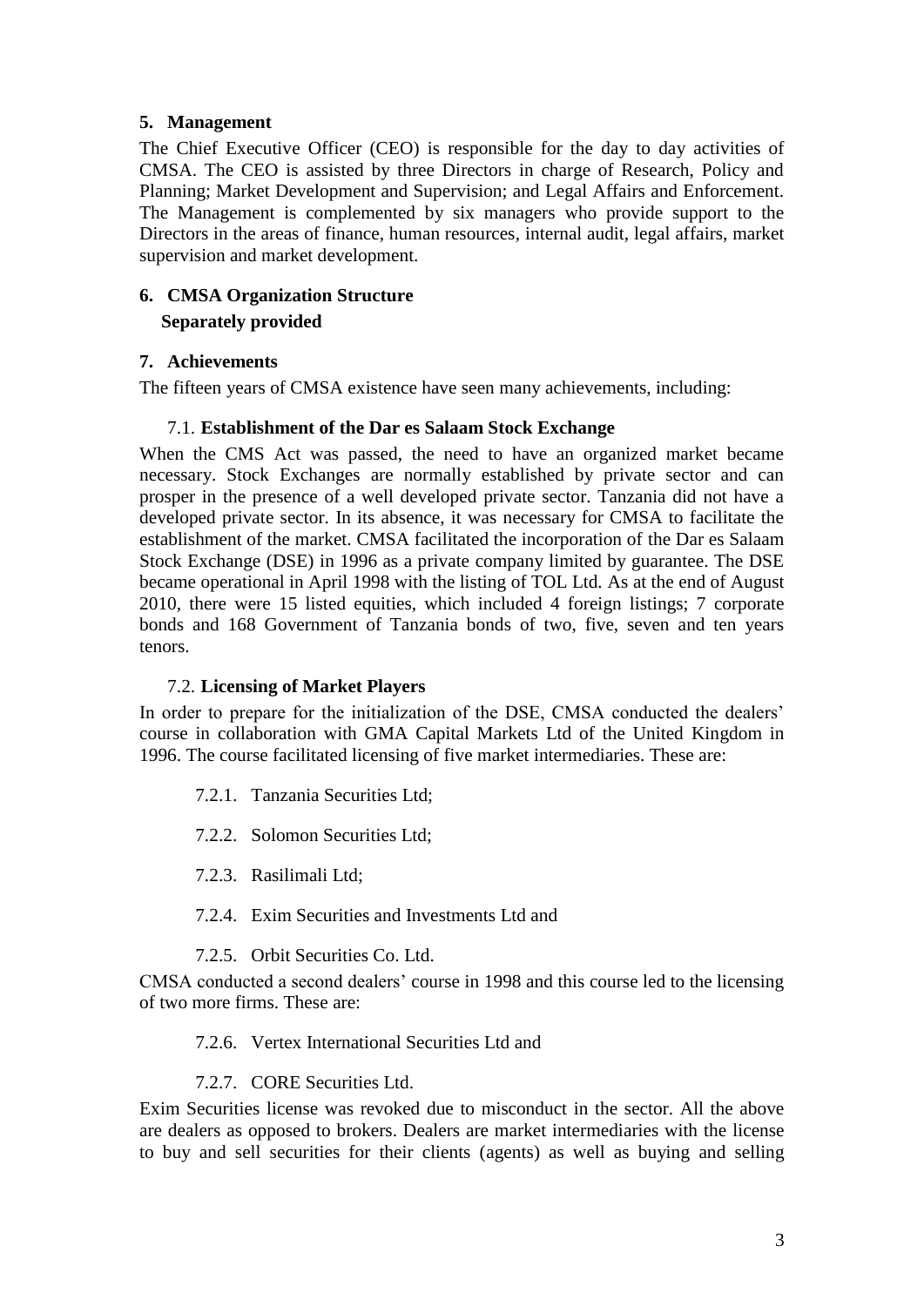## 5. Management

The Chief Executive Officer (CEO) is responsible for the day to day activities of CMSA. The CEO is assisted by three Directors in charge of Research, Policy and Planning; Market Development and Supervision; and Legal Affairs and Enforcement. The Management is complemented by six managers who provide support to the Directors in the areas of finance, human resources, internal audit, legal affairs, market supervision and market development.

## 6. CMSA Organization Structure

**Separately provided**

## 7. Achievements

The fifteen years of CMSA existence have seen many achievements, including:

### 7.1. Establishment of the Dar es Salaam Stock Exchange

When the CMS Act was passed, the need to have an organized market became necessary. Stock Exchanges are normally established by private sector and can prosper in the presence of a well developed private sector. Tanzania did not have a developed private sector. In its absence, it was necessary for CMSA to facilitate the establishment of the market. CMSA facilitated the incorporation of the Dar es Salaam Stock Exchange (DSE) in 1996 as a private company limited by guarantee. The DSE became operational in April 1998 with the listing of TOL Ltd. As at the end of August 2010, there were 15 listed equities, which included 4 foreign listings; 7 corporate bonds and 168 Government of Tanzania bonds of two, five, seven and ten years tenors.

### 7.2. Licensing of Market Players

In order to prepare for the initialization of the DSE, CMSA conducted the dealers' course in collaboration with GMA Capital Markets Ltd of the United Kingdom in 1996. The course facilitated licensing of five market intermediaries. These are:

7.2.1. Tanzania Securities Ltd;

7.2.2. Solomon Securities Ltd;

7.2.3. Rasilimali Ltd;

7.2.4. Exim Securities and Investments Ltd and

7.2.5. Orbit Securities Co. Ltd.

CMSA conducted a second dealers' course in 1998 and this course led to the licensing of two more firms. These are:

7.2.6. Vertex International Securities Ltd and

7.2.7. CORE Securities Ltd.

Exim Securities license was revoked due to misconduct in the sector. All the above are dealers as opposed to brokers. Dealers are market intermediaries with the license to buy and sell securities for their clients (agents) as well as buying and selling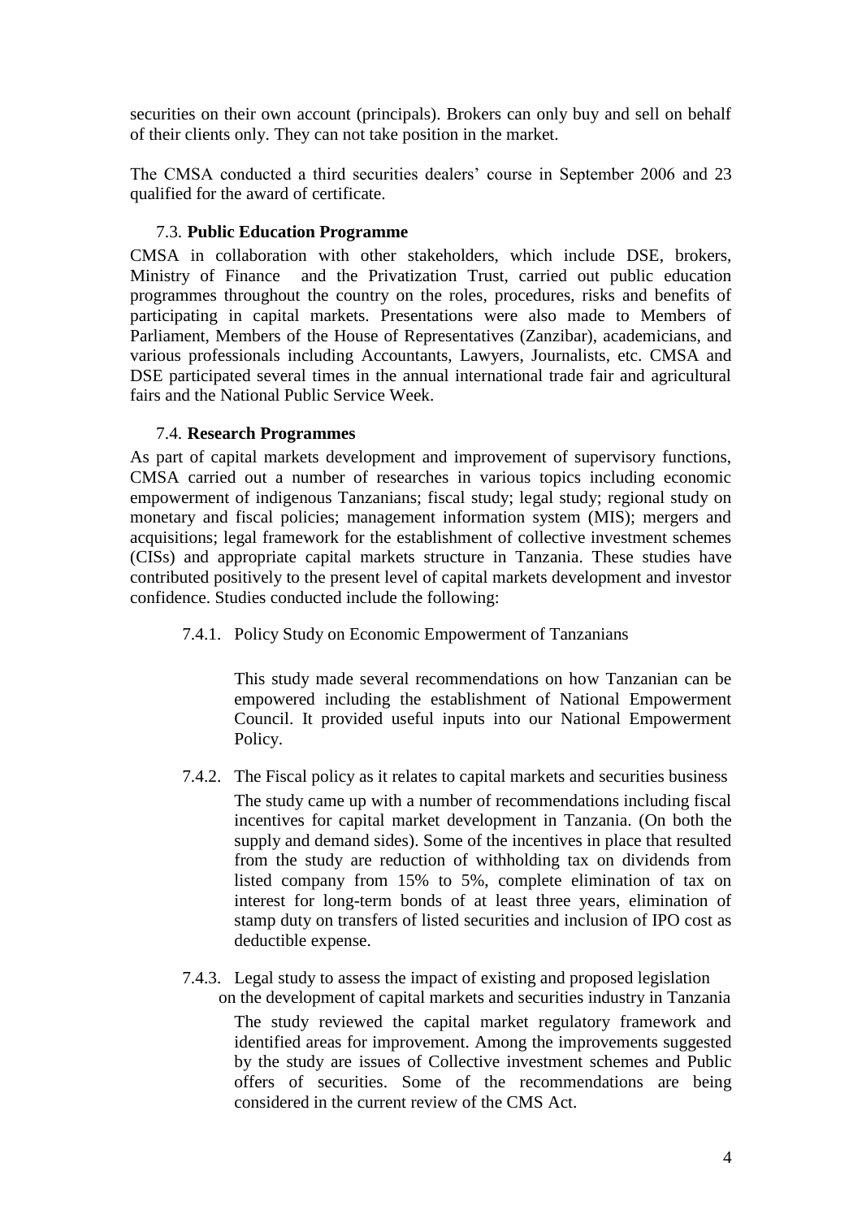securities on their own account (principals). Brokers can only buy and sell on behalf of their clients only. They can not take position in the market.

The CMSA conducted a third securities dealers' course in September 2006 and 23 qualified for the award of certificate.

### 7.3. **Public Education Programme**

CMSA in collaboration with other stakeholders, which include DSE, brokers, Ministry of Finance and the Privatization Trust, carried out public education programmes throughout the country on the roles, procedures, risks and benefits of participating in capital markets. Presentations were also made to Members of Parliament, Members of the House of Representatives (Zanzibar), academicians, and various professionals including Accountants, Lawyers, Journalists, etc. CMSA and DSE participated several times in the annual international trade fair and agricultural fairs and the National Public Service Week.

### 7.4. **Research Programmes**

As part of capital markets development and improvement of supervisory functions, CMSA carried out a number of researches in various topics including economic empowerment of indigenous Tanzanians; fiscal study; legal study; regional study on monetary and fiscal policies; management information system (MIS); mergers and acquisitions; legal framework for the establishment of collective investment schemes (CISs) and appropriate capital markets structure in Tanzania. These studies have contributed positively to the present level of capital markets development and investor confidence. Studies conducted include the following:

#### 7.4.1. Policy Study on Economic Empowerment of Tanzanians

This study made several recommendations on how Tanzanian can be empowered including the establishment of National Empowerment Council. It provided useful inputs into our National Empowerment Policy.

#### 7.4.2. The Fiscal policy as it relates to capital markets and securities business

The study came up with a number of recommendations including fiscal incentives for capital market development in Tanzania. (On both the supply and demand sides). Some of the incentives in place that resulted from the study are reduction of withholding tax on dividends from listed company from 15% to 5%, complete elimination of tax on interest for long-term bonds of at least three years, elimination of stamp duty on transfers of listed securities and inclusion of IPO cost as deductible expense.

#### 7.4.3. Legal study to assess the impact of existing and proposed legislation on the development of capital markets and securities industry in Tanzania

The study reviewed the capital market regulatory framework and identified areas for improvement. Among the improvements suggested by the study are issues of Collective investment schemes and Public offers of securities. Some of the recommendations are being considered in the current review of the CMS Act.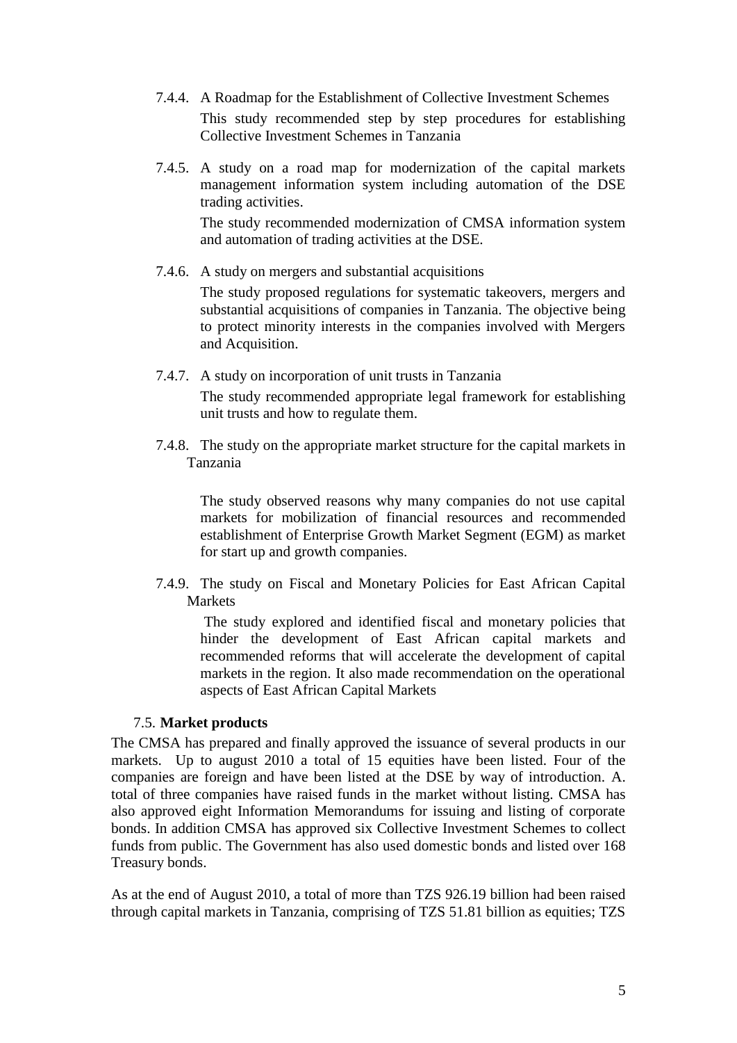7.4.4. A Roadmap for the Establishment of Collective Investment Schemes

This study recommended step by step procedures for establishing Collective Investment Schemes in Tanzania

7.4.5. A study on a road map for modernization of the capital markets management information system including automation of the DSE trading activities.

The study recommended modernization of CMSA information system and automation of trading activities at the DSE.

7.4.6. A study on mergers and substantial acquisitions

The study proposed regulations for systematic takeovers, mergers and substantial acquisitions of companies in Tanzania. The objective being to protect minority interests in the companies involved with Mergers and Acquisition.

7.4.7. A study on incorporation of unit trusts in Tanzania

The study recommended appropriate legal framework for establishing unit trusts and how to regulate them.

7.4.8. The study on the appropriate market structure for the capital markets in Tanzania

The study observed reasons why many companies do not use capital markets for mobilization of financial resources and recommended establishment of Enterprise Growth Market Segment (EGM) as market for start up and growth companies.

7.4.9. The study on Fiscal and Monetary Policies for East African Capital Markets

The study explored and identified fiscal and monetary policies that hinder the development of East African capital markets and recommended reforms that will accelerate the development of capital markets in the region. It also made recommendation on the operational aspects of East African Capital Markets

### 7.5. **Market products**

The CMSA has prepared and finally approved the issuance of several products in our markets. Up to august 2010 a total of 15 equities have been listed. Four of the companies are foreign and have been listed at the DSE by way of introduction. A. total of three companies have raised funds in the market without listing. CMSA has also approved eight Information Memorandums for issuing and listing of corporate bonds. In addition CMSA has approved six Collective Investment Schemes to collect funds from public. The Government has also used domestic bonds and listed over 168 Treasury bonds.

As at the end of August 2010, a total of more than TZS 926.19 billion had been raised through capital markets in Tanzania, comprising of TZS 51.81 billion as equities; TZS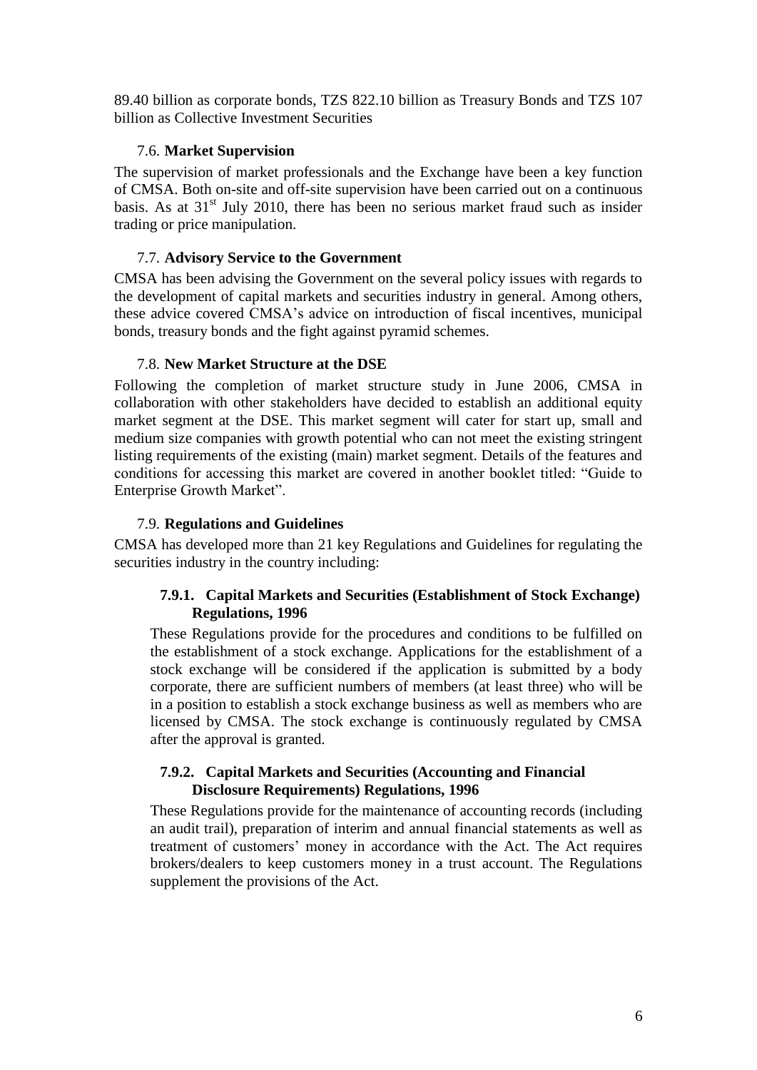89.40 billion as corporate bonds, TZS 822.10 billion as Treasury Bonds and TZS 107 billion as Collective Investment Securities

### 7.6. **Market Supervision**

The supervision of market professionals and the Exchange have been a key function of CMSA. Both on-site and off-site supervision have been carried out on a continuous basis. As at 31st July 2010, there has been no serious market fraud such as insider trading or price manipulation.

### 7.7. **Advisory Service to the Government**

CMSA has been advising the Government on the several policy issues with regards to the development of capital markets and securities industry in general. Among others, these advice covered CMSA's advice on introduction of fiscal incentives, municipal bonds, treasury bonds and the fight against pyramid schemes.

### 7.8. **New Market Structure at the DSE**

Following the completion of market structure study in June 2006, CMSA in collaboration with other stakeholders have decided to establish an additional equity market segment at the DSE. This market segment will cater for start up, small and medium size companies with growth potential who can not meet the existing stringent listing requirements of the existing (main) market segment. Details of the features and conditions for accessing this market are covered in another booklet titled: "Guide to Enterprise Growth Market".

### 7.9. **Regulations and Guidelines**

CMSA has developed more than 21 key Regulations and Guidelines for regulating the securities industry in the country including:

#### **7.9.1. Capital Markets and Securities (Establishment of Stock Exchange) Regulations, 1996**

These Regulations provide for the procedures and conditions to be fulfilled on the establishment of a stock exchange. Applications for the establishment of a stock exchange will be considered if the application is submitted by a body corporate, there are sufficient numbers of members (at least three) who will be in a position to establish a stock exchange business as well as members who are licensed by CMSA. The stock exchange is continuously regulated by CMSA after the approval is granted.

#### **7.9.2. Capital Markets and Securities (Accounting and Financial Disclosure Requirements) Regulations, 1996**

These Regulations provide for the maintenance of accounting records (including an audit trail), preparation of interim and annual financial statements as well as treatment of customers' money in accordance with the Act. The Act requires brokers/dealers to keep customers money in a trust account. The Regulations supplement the provisions of the Act.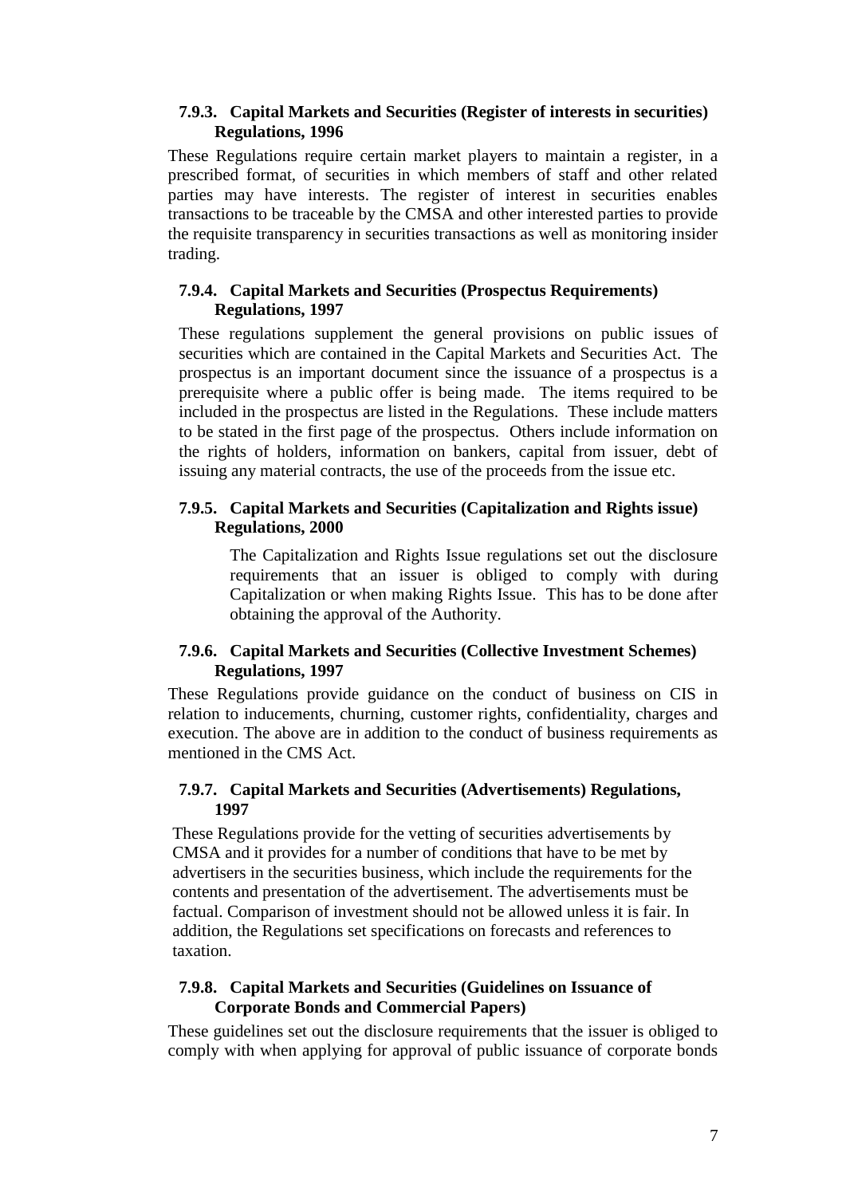#### 7.9.3. Capital Markets and Securities (Register of interests in securities) Regulations, 1996

These Regulations require certain market players to maintain a register, in a prescribed format, of securities in which members of staff and other related parties may have interests. The register of interest in securities enables transactions to be traceable by the CMSA and other interested parties to provide the requisite transparency in securities transactions as well as monitoring insider trading.

#### 7.9.4. Capital Markets and Securities (Prospectus Requirements) Regulations, 1997

These regulations supplement the general provisions on public issues of securities which are contained in the Capital Markets and Securities Act. The prospectus is an important document since the issuance of a prospectus is a prerequisite where a public offer is being made. The items required to be included in the prospectus are listed in the Regulations. These include matters to be stated in the first page of the prospectus. Others include information on the rights of holders, information on bankers, capital from issuer, debt of issuing any material contracts, the use of the proceeds from the issue etc.

#### 7.9.5. Capital Markets and Securities (Capitalization and Rights issue) Regulations, 2000

The Capitalization and Rights Issue regulations set out the disclosure requirements that an issuer is obliged to comply with during Capitalization or when making Rights Issue. This has to be done after obtaining the approval of the Authority.

#### 7.9.6. Capital Markets and Securities (Collective Investment Schemes) Regulations, 1997

These Regulations provide guidance on the conduct of business on CIS in relation to inducements, churning, customer rights, confidentiality, charges and execution. The above are in addition to the conduct of business requirements as mentioned in the CMS Act.

#### 7.9.7. Capital Markets and Securities (Advertisements) Regulations, 1997

These Regulations provide for the vetting of securities advertisements by CMSA and it provides for a number of conditions that have to be met by advertisers in the securities business, which include the requirements for the contents and presentation of the advertisement. The advertisements must be factual. Comparison of investment should not be allowed unless it is fair. In addition, the Regulations set specifications on forecasts and references to taxation.

#### 7.9.8. Capital Markets and Securities (Guidelines on Issuance of Corporate Bonds and Commercial Papers)

These guidelines set out the disclosure requirements that the issuer is obliged to comply with when applying for approval of public issuance of corporate bonds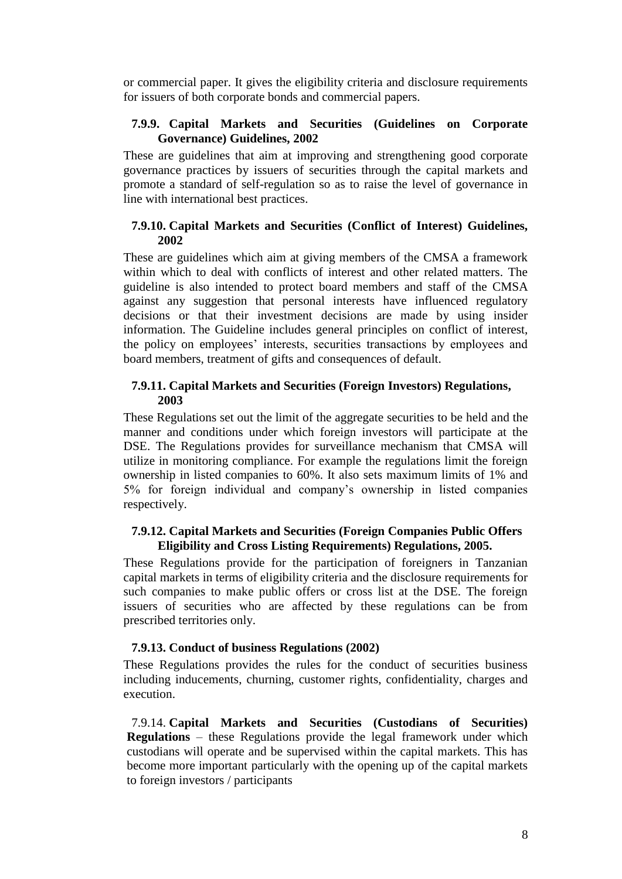or commercial paper. It gives the eligibility criteria and disclosure requirements for issuers of both corporate bonds and commercial papers.

### 7.9.9. Capital Markets and Securities (Guidelines on Corporate Governance) Guidelines, 2002

These are guidelines that aim at improving and strengthening good corporate governance practices by issuers of securities through the capital markets and promote a standard of self-regulation so as to raise the level of governance in line with international best practices.

### 7.9.10. Capital Markets and Securities (Conflict of Interest) Guidelines, 2002

These are guidelines which aim at giving members of the CMSA a framework within which to deal with conflicts of interest and other related matters. The guideline is also intended to protect board members and staff of the CMSA against any suggestion that personal interests have influenced regulatory decisions or that their investment decisions are made by using insider information. The Guideline includes general principles on conflict of interest, the policy on employees' interests, securities transactions by employees and board members, treatment of gifts and consequences of default.

### 7.9.11. Capital Markets and Securities (Foreign Investors) Regulations, 2003

These Regulations set out the limit of the aggregate securities to be held and the manner and conditions under which foreign investors will participate at the DSE. The Regulations provides for surveillance mechanism that CMSA will utilize in monitoring compliance. For example the regulations limit the foreign ownership in listed companies to 60%. It also sets maximum limits of 1% and 5% for foreign individual and company's ownership in listed companies respectively.

### 7.9.12. Capital Markets and Securities (Foreign Companies Public Offers Eligibility and Cross Listing Requirements) Regulations, 2005.

These Regulations provide for the participation of foreigners in Tanzanian capital markets in terms of eligibility criteria and the disclosure requirements for such companies to make public offers or cross list at the DSE. The foreign issuers of securities who are affected by these regulations can be from prescribed territories only.

### 7.9.13. Conduct of business Regulations (2002)

These Regulations provides the rules for the conduct of securities business including inducements, churning, customer rights, confidentiality, charges and execution.

7.9.14. **Capital Markets and Securities (Custodians of Securities) Regulations** – these Regulations provide the legal framework under which custodians will operate and be supervised within the capital markets. This has become more important particularly with the opening up of the capital markets to foreign investors / participants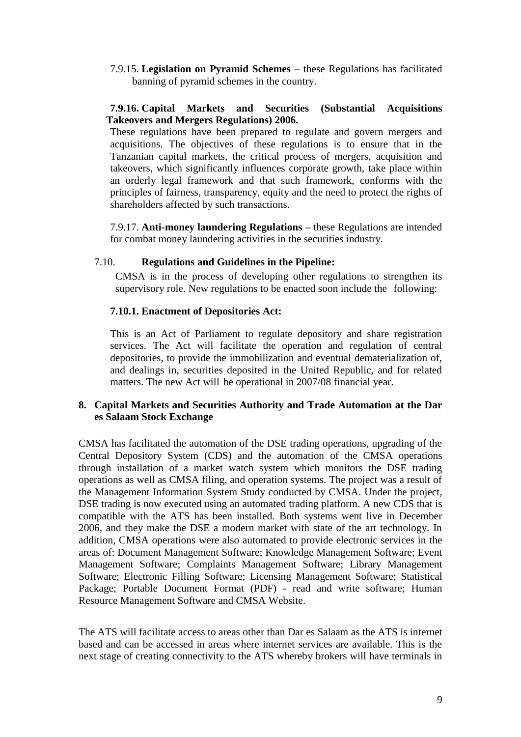7.9.15. **Legislation on Pyramid Schemes –** these Regulations has facilitated banning of pyramid schemes in the country.

**7.9.16. Capital Markets and Securities (Substantial Acquisitions Takeovers and Mergers Regulations) 2006.**

These regulations have been prepared to regulate and govern mergers and acquisitions. The objectives of these regulations is to ensure that in the Tanzanian capital markets, the critical process of mergers, acquisition and takeovers, which significantly influences corporate growth, take place within an orderly legal framework and that such framework, conforms with the principles of fairness, transparency, equity and the need to protect the rights of shareholders affected by such transactions.

7.9.17. **Anti-money laundering Regulations –** these Regulations are intended for combat money laundering activities in the securities industry.

7.10. **Regulations and Guidelines in the Pipeline:**

CMSA is in the process of developing other regulations to strengthen its supervisory role. New regulations to be enacted soon include the following:

**7.10.1. Enactment of Depositories Act:**

This is an Act of Parliament to regulate depository and share registration services. The Act will facilitate the operation and regulation of central depositories, to provide the immobilization and eventual dematerialization of, and dealings in, securities deposited in the United Republic, and for related matters. The new Act will be operational in 2007/08 financial year.

## 8. Capital Markets and Securities Authority and Trade Automation at the Dar es Salaam Stock Exchange

CMSA has facilitated the automation of the DSE trading operations, upgrading of the Central Depository System (CDS) and the automation of the CMSA operations through installation of a market watch system which monitors the DSE trading operations as well as CMSA filing, and operation systems. The project was a result of the Management Information System Study conducted by CMSA. Under the project, DSE trading is now executed using an automated trading platform. A new CDS that is compatible with the ATS has been installed. Both systems went live in December 2006, and they make the DSE a modern market with state of the art technology. In addition, CMSA operations were also automated to provide electronic services in the areas of: Document Management Software; Knowledge Management Software; Event Management Software; Complaints Management Software; Library Management Software; Electronic Filling Software; Licensing Management Software; Statistical Package; Portable Document Format (PDF) - read and write software; Human Resource Management Software and CMSA Website.

The ATS will facilitate access to areas other than Dar es Salaam as the ATS is internet based and can be accessed in areas where internet services are available. This is the next stage of creating connectivity to the ATS whereby brokers will have terminals in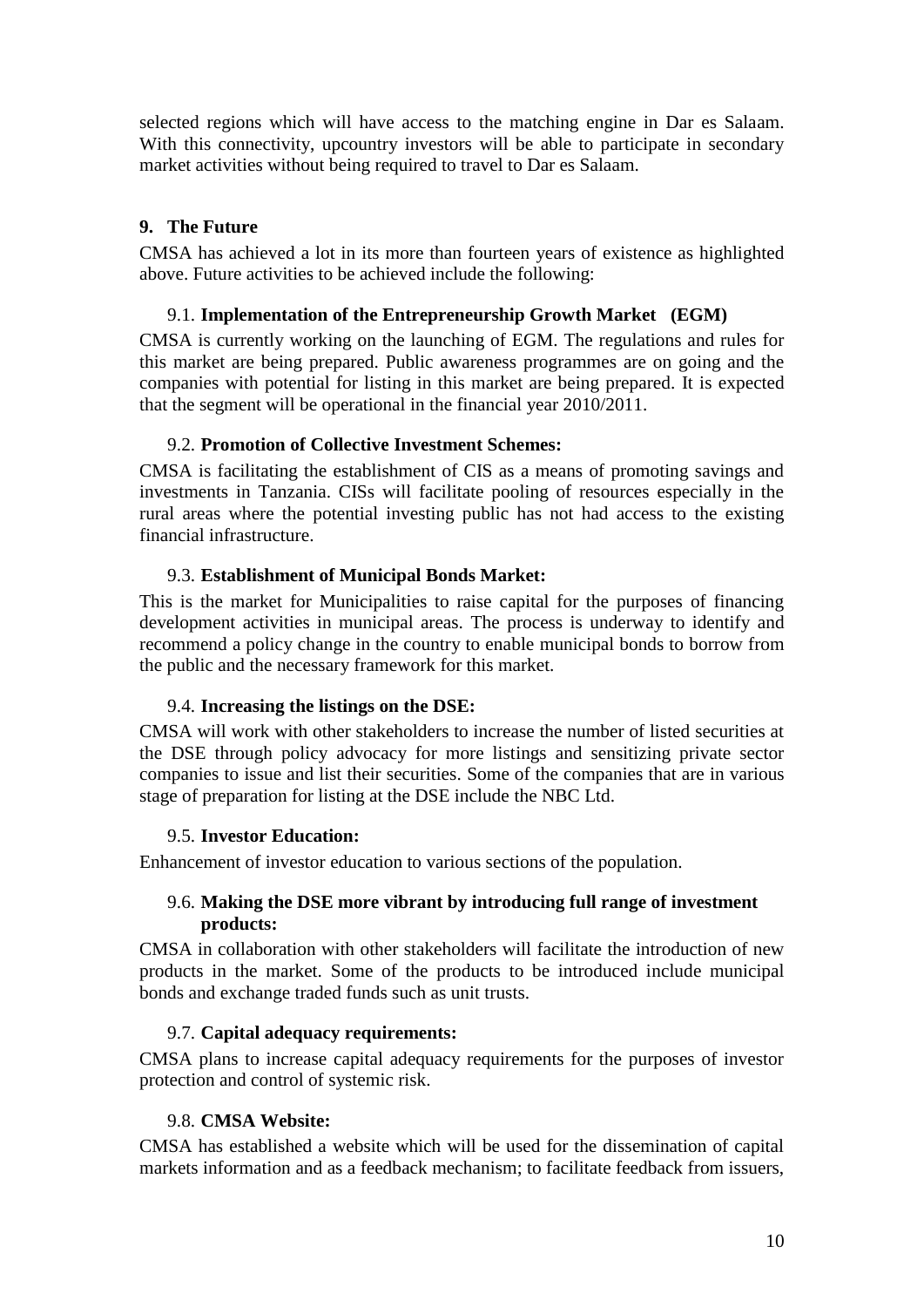selected regions which will have access to the matching engine in Dar es Salaam. With this connectivity, upcountry investors will be able to participate in secondary market activities without being required to travel to Dar es Salaam.

## 9. The Future

CMSA has achieved a lot in its more than fourteen years of existence as highlighted above. Future activities to be achieved include the following:

### 9.1. Implementation of the Entrepreneurship Growth Market (EGM)

CMSA is currently working on the launching of EGM. The regulations and rules for this market are being prepared. Public awareness programmes are on going and the companies with potential for listing in this market are being prepared. It is expected that the segment will be operational in the financial year 2010/2011.

### 9.2. Promotion of Collective Investment Schemes:

CMSA is facilitating the establishment of CIS as a means of promoting savings and investments in Tanzania. CISs will facilitate pooling of resources especially in the rural areas where the potential investing public has not had access to the existing financial infrastructure.

### 9.3. Establishment of Municipal Bonds Market:

This is the market for Municipalities to raise capital for the purposes of financing development activities in municipal areas. The process is underway to identify and recommend a policy change in the country to enable municipal bonds to borrow from the public and the necessary framework for this market.

### 9.4. Increasing the listings on the DSE:

CMSA will work with other stakeholders to increase the number of listed securities at the DSE through policy advocacy for more listings and sensitizing private sector companies to issue and list their securities. Some of the companies that are in various stage of preparation for listing at the DSE include the NBC Ltd.

### 9.5. Investor Education:

Enhancement of investor education to various sections of the population.

### 9.6. Making the DSE more vibrant by introducing full range of investment products:

CMSA in collaboration with other stakeholders will facilitate the introduction of new products in the market. Some of the products to be introduced include municipal bonds and exchange traded funds such as unit trusts.

### 9.7. Capital adequacy requirements:

CMSA plans to increase capital adequacy requirements for the purposes of investor protection and control of systemic risk.

### 9.8. CMSA Website:

CMSA has established a website which will be used for the dissemination of capital markets information and as a feedback mechanism; to facilitate feedback from issuers,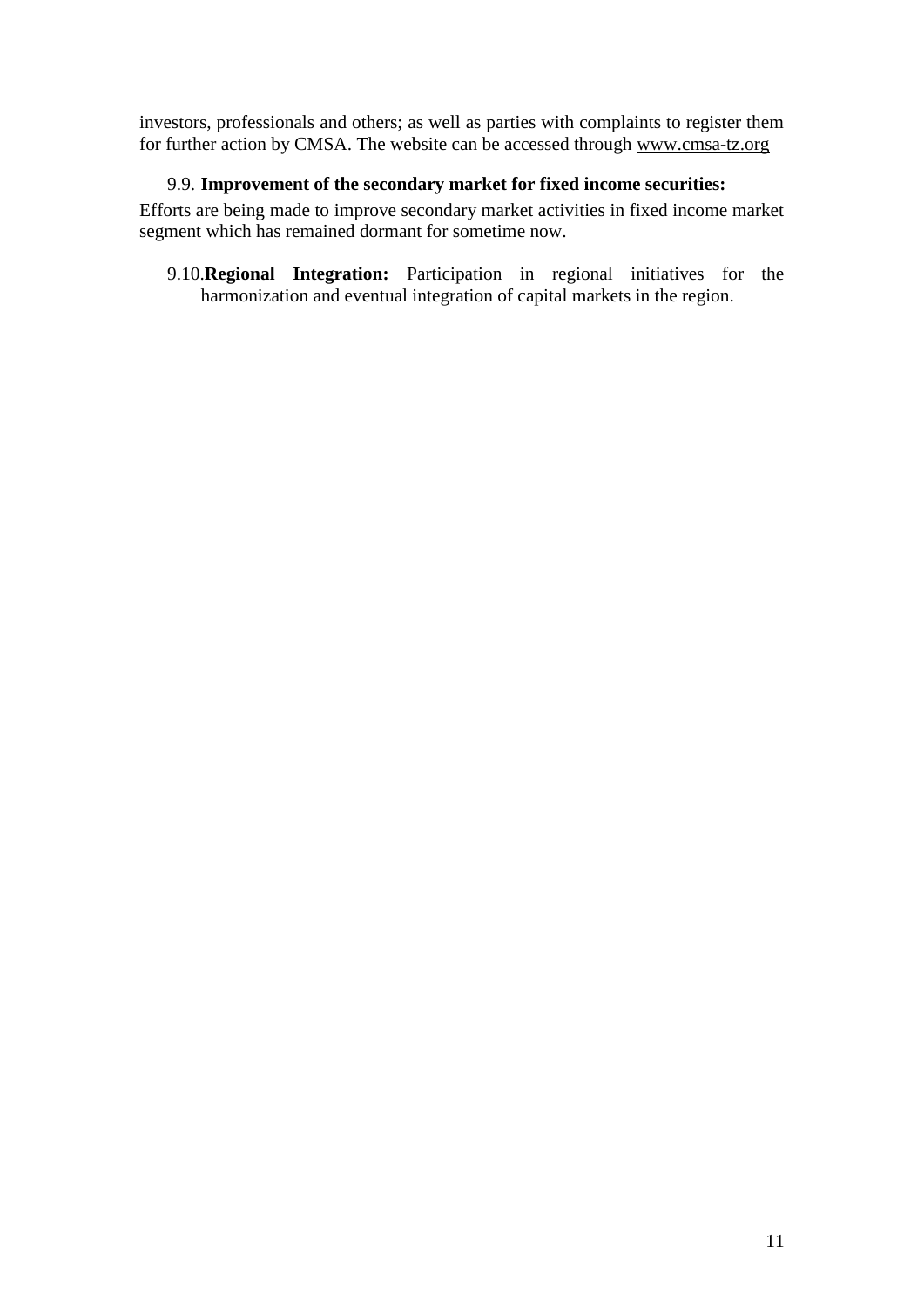investors, professionals and others; as well as parties with complaints to register them for further action by CMSA. The website can be accessed through www.cmsa-tz.org

9.9. **Improvement of the secondary market for fixed income securities:**

Efforts are being made to improve secondary market activities in fixed income market segment which has remained dormant for sometime now.

9.10. **Regional Integration:** Participation in regional initiatives for the harmonization and eventual integration of capital markets in the region.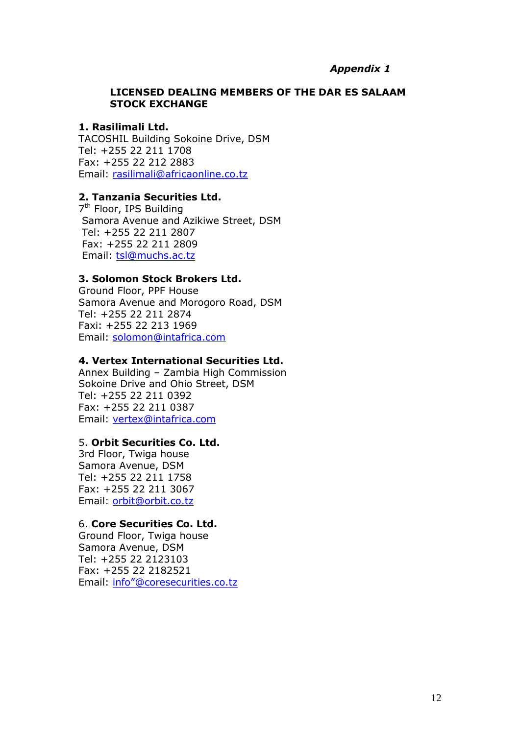*Appendix 1*

## LICENSED DEALING MEMBERS OF THE DAR ES SALAAM STOCK EXCHANGE

**1. Rasilimali Ltd.**
TACOSHIL Building Sokoine Drive, DSM
Tel: +255 22 211 1708
Fax: +255 22 212 2883
Email: rasilimali@africaonline.co.tz

**2. Tanzania Securities Ltd.**
7th Floor, IPS Building
Samora Avenue and Azikiwe Street, DSM
Tel: +255 22 211 2807
Fax: +255 22 211 2809
Email: tsl@muchs.ac.tz

**3. Solomon Stock Brokers Ltd.**
Ground Floor, PPF House
Samora Avenue and Morogoro Road, DSM
Tel: +255 22 211 2874
Faxi: +255 22 213 1969
Email: solomon@intafrica.com

**4. Vertex International Securities Ltd.**
Annex Building – Zambia High Commission
Sokoine Drive and Ohio Street, DSM
Tel: +255 22 211 0392
Fax: +255 22 211 0387
Email: vertex@intafrica.com

5. **Orbit Securities Co. Ltd.**
3rd Floor, Twiga house
Samora Avenue, DSM
Tel: +255 22 211 1758
Fax: +255 22 211 3067
Email: orbit@orbit.co.tz

6. **Core Securities Co. Ltd.**
Ground Floor, Twiga house
Samora Avenue, DSM
Tel: +255 22 2123103
Fax: +255 22 2182521
Email: info"@coresecurities.co.tz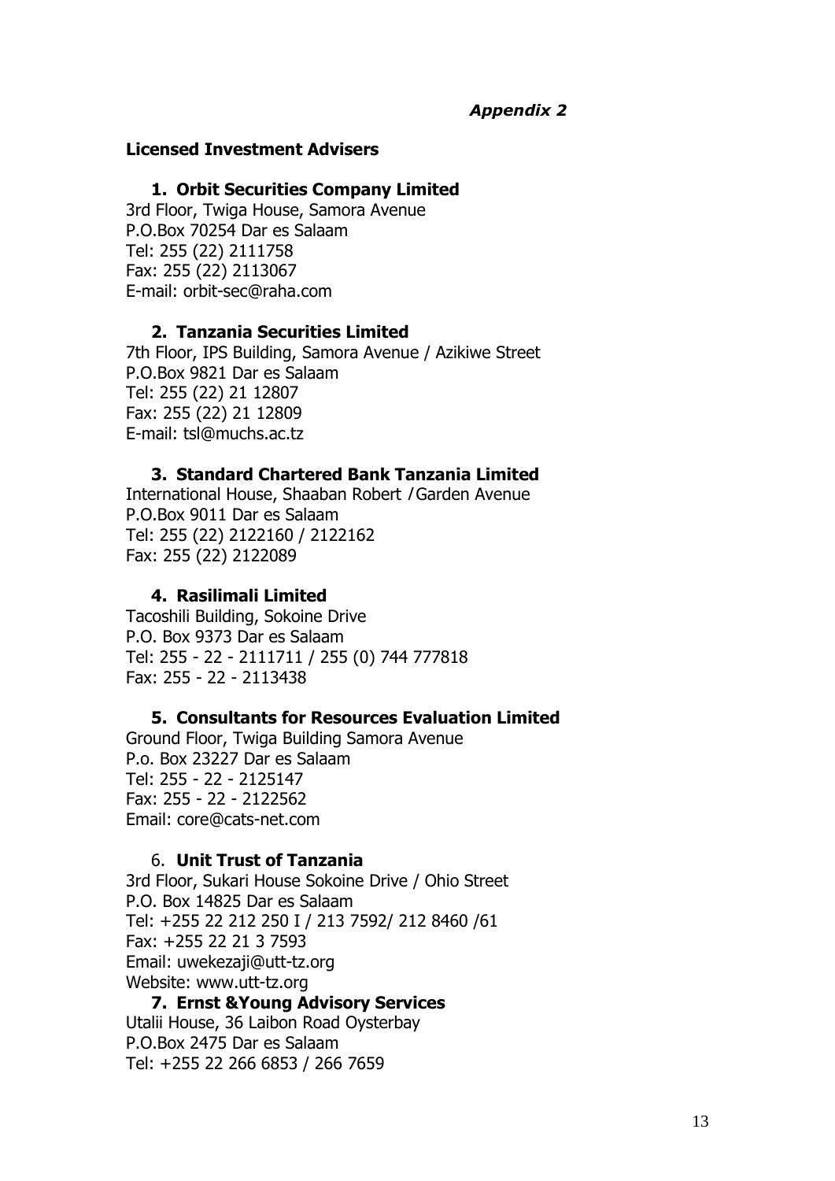*Appendix 2*

## Licensed Investment Advisers

### 1. Orbit Securities Company Limited

3rd Floor, Twiga House, Samora Avenue
P.O.Box 70254 Dar es Salaam
Tel: 255 (22) 2111758
Fax: 255 (22) 2113067
E-mail: orbit-sec@raha.com

### 2. Tanzania Securities Limited

7th Floor, IPS Building, Samora Avenue / Azikiwe Street
P.O.Box 9821 Dar es Salaam
Tel: 255 (22) 21 12807
Fax: 255 (22) 21 12809
E-mail: tsl@muchs.ac.tz

### 3. Standard Chartered Bank Tanzania Limited

International House, Shaaban Robert / Garden Avenue
P.O.Box 9011 Dar es Salaam
Tel: 255 (22) 2122160 / 2122162
Fax: 255 (22) 2122089

### 4. Rasilimali Limited

Tacoshili Building, Sokoine Drive
P.O. Box 9373 Dar es Salaam
Tel: 255 - 22 - 2111711 / 255 (0) 744 777818
Fax: 255 - 22 - 2113438

### 5. Consultants for Resources Evaluation Limited

Ground Floor, Twiga Building Samora Avenue
P.o. Box 23227 Dar es Salaam
Tel: 255 - 22 - 2125147
Fax: 255 - 22 - 2122562
Email: core@cats-net.com

### 6. Unit Trust of Tanzania

3rd Floor, Sukari House Sokoine Drive / Ohio Street
P.O. Box 14825 Dar es Salaam
Tel: +255 22 212 250 I / 213 7592/ 212 8460 /61
Fax: +255 22 21 3 7593
Email: uwekezaji@utt-tz.org
Website: www.utt-tz.org

### 7. Ernst &Young Advisory Services

Utalii House, 36 Laibon Road Oysterbay
P.O.Box 2475 Dar es Salaam
Tel: +255 22 266 6853 / 266 7659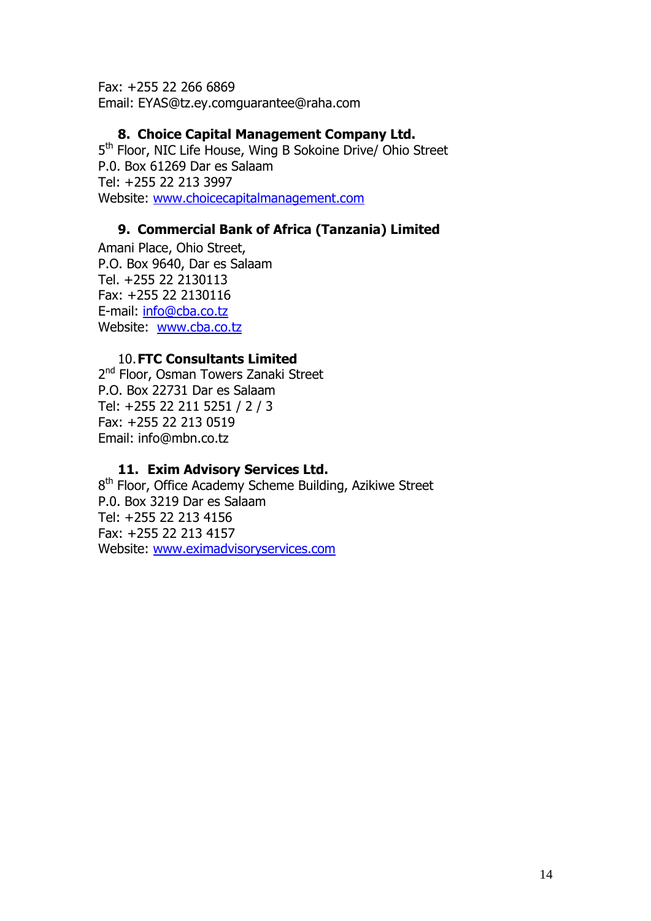Fax: +255 22 266 6869
Email: EYAS@tz.ey.comguarantee@raha.com

8. **Choice Capital Management Company Ltd.**

5th Floor, NIC Life House, Wing B Sokoine Drive/ Ohio Street
P.0. Box 61269 Dar es Salaam
Tel: +255 22 213 3997
Website: www.choicecapitalmanagement.com

9. **Commercial Bank of Africa (Tanzania) Limited**

Amani Place, Ohio Street,
P.O. Box 9640, Dar es Salaam
Tel. +255 22 2130113
Fax: +255 22 2130116
E-mail: info@cba.co.tz
Website: www.cba.co.tz

10. **FTC Consultants Limited**

2nd Floor, Osman Towers Zanaki Street
P.O. Box 22731 Dar es Salaam
Tel: +255 22 211 5251 / 2 / 3
Fax: +255 22 213 0519
Email: info@mbn.co.tz

11. **Exim Advisory Services Ltd.**

8th Floor, Office Academy Scheme Building, Azikiwe Street
P.0. Box 3219 Dar es Salaam
Tel: +255 22 213 4156
Fax: +255 22 213 4157
Website: www.eximadvisoryservices.com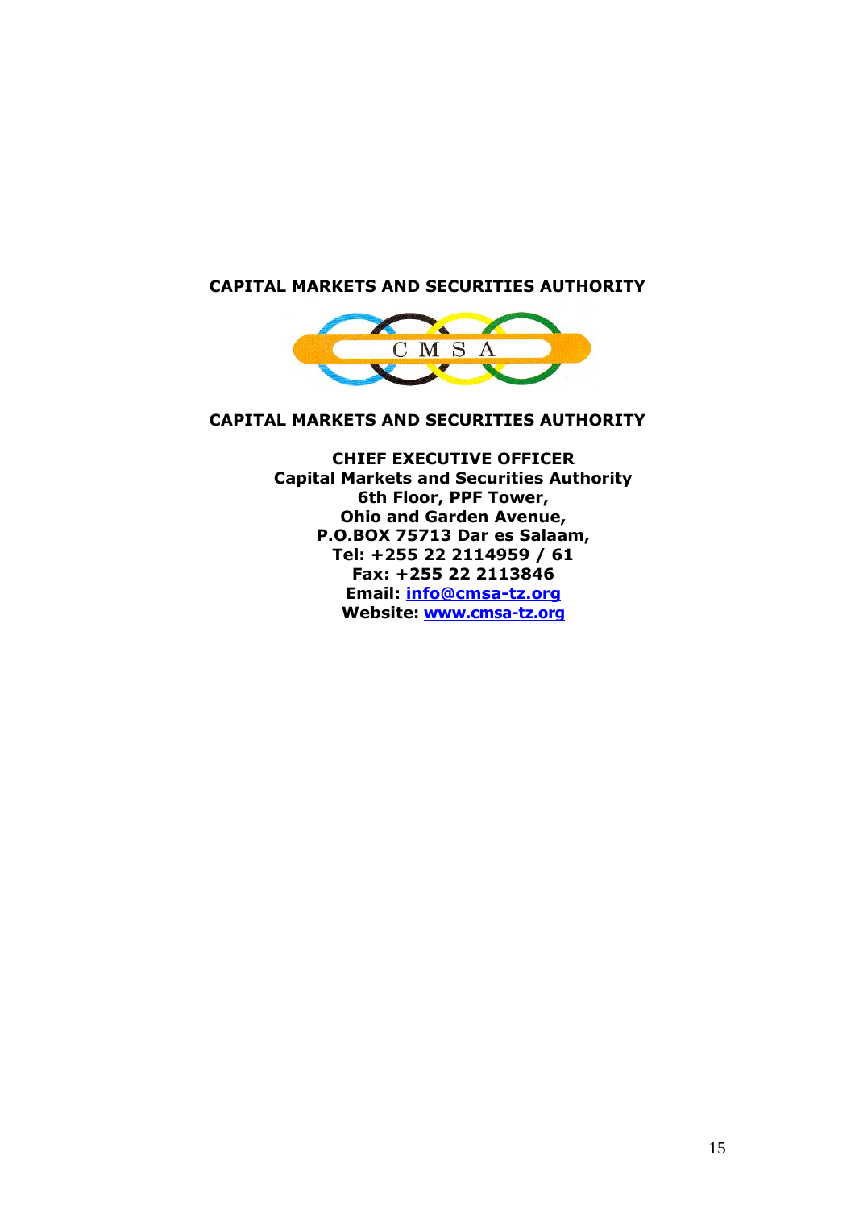**CAPITAL MARKETS AND SECURITIES AUTHORITY**

C M S A

**CAPITAL MARKETS AND SECURITIES AUTHORITY**

**CHIEF EXECUTIVE OFFICER**
**Capital Markets and Securities Authority**
**6th Floor, PPF Tower,**
**Ohio and Garden Avenue,**
**P.O.BOX 75713 Dar es Salaam,**
**Tel: +255 22 2114959 / 61**
**Fax: +255 22 2113846**
**Email: info@cmsa-tz.org**
**Website: www.cmsa-tz.org**